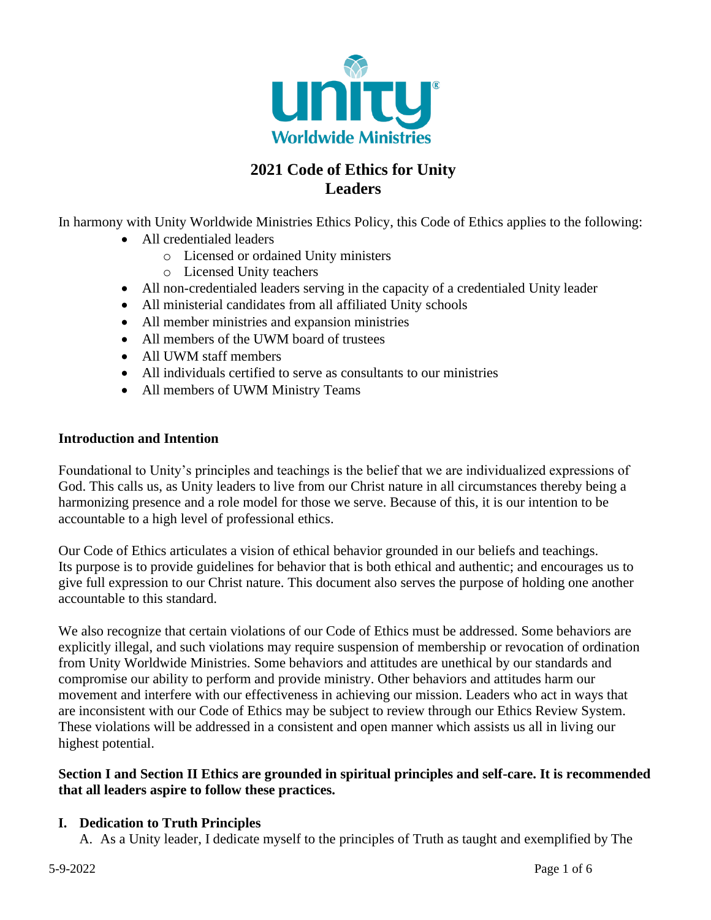# 2021 Code of Ethics for Unity Leaders

In harmony with Unity Worldwide Ministries Ethics Policy, this Code of Ethics applies to the following:

- All credentialed leaders
  - Licensed or ordained Unity ministers
  - Licensed Unity teachers
- All non-credentialed leaders serving in the capacity of a credentialed Unity leader
- All ministerial candidates from all affiliated Unity schools
- All member ministries and expansion ministries
- All members of the UWM board of trustees
- All UWM staff members
- All individuals certified to serve as consultants to our ministries
- All members of UWM Ministry Teams

## Introduction and Intention

Foundational to Unity's principles and teachings is the belief that we are individualized expressions of God. This calls us, as Unity leaders to live from our Christ nature in all circumstances thereby being a harmonizing presence and a role model for those we serve. Because of this, it is our intention to be accountable to a high level of professional ethics.

Our Code of Ethics articulates a vision of ethical behavior grounded in our beliefs and teachings. Its purpose is to provide guidelines for behavior that is both ethical and authentic; and encourages us to give full expression to our Christ nature. This document also serves the purpose of holding one another accountable to this standard.

We also recognize that certain violations of our Code of Ethics must be addressed. Some behaviors are explicitly illegal, and such violations may require suspension of membership or revocation of ordination from Unity Worldwide Ministries. Some behaviors and attitudes are unethical by our standards and compromise our ability to perform and provide ministry. Other behaviors and attitudes harm our movement and interfere with our effectiveness in achieving our mission. Leaders who act in ways that are inconsistent with our Code of Ethics may be subject to review through our Ethics Review System. These violations will be addressed in a consistent and open manner which assists us all in living our highest potential.

**Section I and Section II Ethics are grounded in spiritual principles and self-care. It is recommended that all leaders aspire to follow these practices.**

## I. Dedication to Truth Principles

A. As a Unity leader, I dedicate myself to the principles of Truth as taught and exemplified by The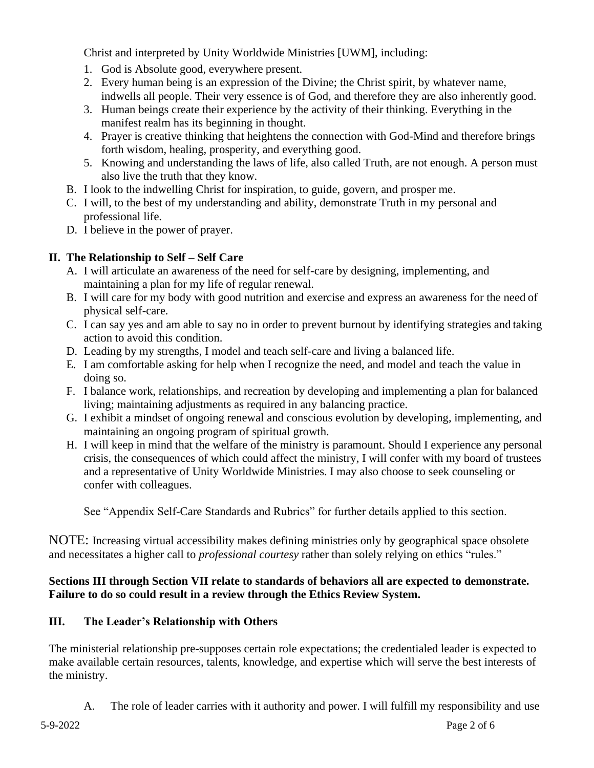Christ and interpreted by Unity Worldwide Ministries [UWM], including:

1. God is Absolute good, everywhere present.
2. Every human being is an expression of the Divine; the Christ spirit, by whatever name, indwells all people. Their very essence is of God, and therefore they are also inherently good.
3. Human beings create their experience by the activity of their thinking. Everything in the manifest realm has its beginning in thought.
4. Prayer is creative thinking that heightens the connection with God-Mind and therefore brings forth wisdom, healing, prosperity, and everything good.
5. Knowing and understanding the laws of life, also called Truth, are not enough. A person must also live the truth that they know.

B. I look to the indwelling Christ for inspiration, to guide, govern, and prosper me.

C. I will, to the best of my understanding and ability, demonstrate Truth in my personal and professional life.

D. I believe in the power of prayer.

## II. The Relationship to Self – Self Care

A. I will articulate an awareness of the need for self-care by designing, implementing, and maintaining a plan for my life of regular renewal.

B. I will care for my body with good nutrition and exercise and express an awareness for the need of physical self-care.

C. I can say yes and am able to say no in order to prevent burnout by identifying strategies and taking action to avoid this condition.

D. Leading by my strengths, I model and teach self-care and living a balanced life.

E. I am comfortable asking for help when I recognize the need, and model and teach the value in doing so.

F. I balance work, relationships, and recreation by developing and implementing a plan for balanced living; maintaining adjustments as required in any balancing practice.

G. I exhibit a mindset of ongoing renewal and conscious evolution by developing, implementing, and maintaining an ongoing program of spiritual growth.

H. I will keep in mind that the welfare of the ministry is paramount. Should I experience any personal crisis, the consequences of which could affect the ministry, I will confer with my board of trustees and a representative of Unity Worldwide Ministries. I may also choose to seek counseling or confer with colleagues.

See "Appendix Self-Care Standards and Rubrics" for further details applied to this section.

NOTE: Increasing virtual accessibility makes defining ministries only by geographical space obsolete and necessitates a higher call to *professional courtesy* rather than solely relying on ethics "rules."

**Sections III through Section VII relate to standards of behaviors all are expected to demonstrate. Failure to do so could result in a review through the Ethics Review System.**

## III. The Leader's Relationship with Others

The ministerial relationship pre-supposes certain role expectations; the credentialed leader is expected to make available certain resources, talents, knowledge, and expertise which will serve the best interests of the ministry.

A. The role of leader carries with it authority and power. I will fulfill my responsibility and use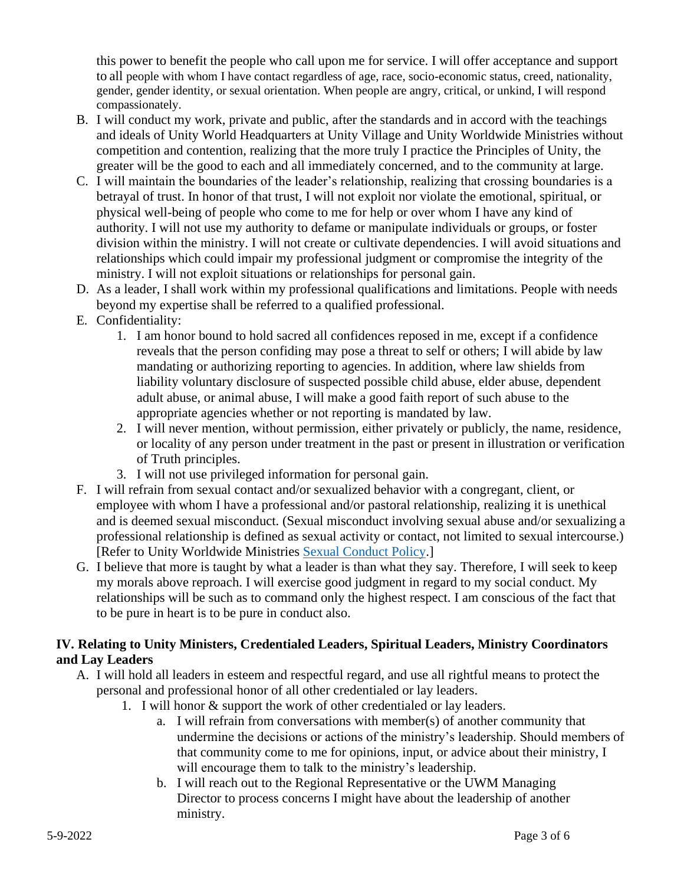this power to benefit the people who call upon me for service. I will offer acceptance and support to all people with whom I have contact regardless of age, race, socio-economic status, creed, nationality, gender, gender identity, or sexual orientation. When people are angry, critical, or unkind, I will respond compassionately.

B. I will conduct my work, private and public, after the standards and in accord with the teachings and ideals of Unity World Headquarters at Unity Village and Unity Worldwide Ministries without competition and contention, realizing that the more truly I practice the Principles of Unity, the greater will be the good to each and all immediately concerned, and to the community at large.

C. I will maintain the boundaries of the leader's relationship, realizing that crossing boundaries is a betrayal of trust. In honor of that trust, I will not exploit nor violate the emotional, spiritual, or physical well-being of people who come to me for help or over whom I have any kind of authority. I will not use my authority to defame or manipulate individuals or groups, or foster division within the ministry. I will not create or cultivate dependencies. I will avoid situations and relationships which could impair my professional judgment or compromise the integrity of the ministry. I will not exploit situations or relationships for personal gain.

D. As a leader, I shall work within my professional qualifications and limitations. People with needs beyond my expertise shall be referred to a qualified professional.

E. Confidentiality:
   1. I am honor bound to hold sacred all confidences reposed in me, except if a confidence reveals that the person confiding may pose a threat to self or others; I will abide by law mandating or authorizing reporting to agencies. In addition, where law shields from liability voluntary disclosure of suspected possible child abuse, elder abuse, dependent adult abuse, or animal abuse, I will make a good faith report of such abuse to the appropriate agencies whether or not reporting is mandated by law.
   2. I will never mention, without permission, either privately or publicly, the name, residence, or locality of any person under treatment in the past or present in illustration or verification of Truth principles.
   3. I will not use privileged information for personal gain.

F. I will refrain from sexual contact and/or sexualized behavior with a congregant, client, or employee with whom I have a professional and/or pastoral relationship, realizing it is unethical and is deemed sexual misconduct. (Sexual misconduct involving sexual abuse and/or sexualizing a professional relationship is defined as sexual activity or contact, not limited to sexual intercourse.) [Refer to Unity Worldwide Ministries Sexual Conduct Policy.]

G. I believe that more is taught by what a leader is than what they say. Therefore, I will seek to keep my morals above reproach. I will exercise good judgment in regard to my social conduct. My relationships will be such as to command only the highest respect. I am conscious of the fact that to be pure in heart is to be pure in conduct also.

## IV. Relating to Unity Ministers, Credentialed Leaders, Spiritual Leaders, Ministry Coordinators and Lay Leaders

A. I will hold all leaders in esteem and respectful regard, and use all rightful means to protect the personal and professional honor of all other credentialed or lay leaders.
   1. I will honor & support the work of other credentialed or lay leaders.
      a. I will refrain from conversations with member(s) of another community that undermine the decisions or actions of the ministry's leadership. Should members of that community come to me for opinions, input, or advice about their ministry, I will encourage them to talk to the ministry's leadership.
      b. I will reach out to the Regional Representative or the UWM Managing Director to process concerns I might have about the leadership of another ministry.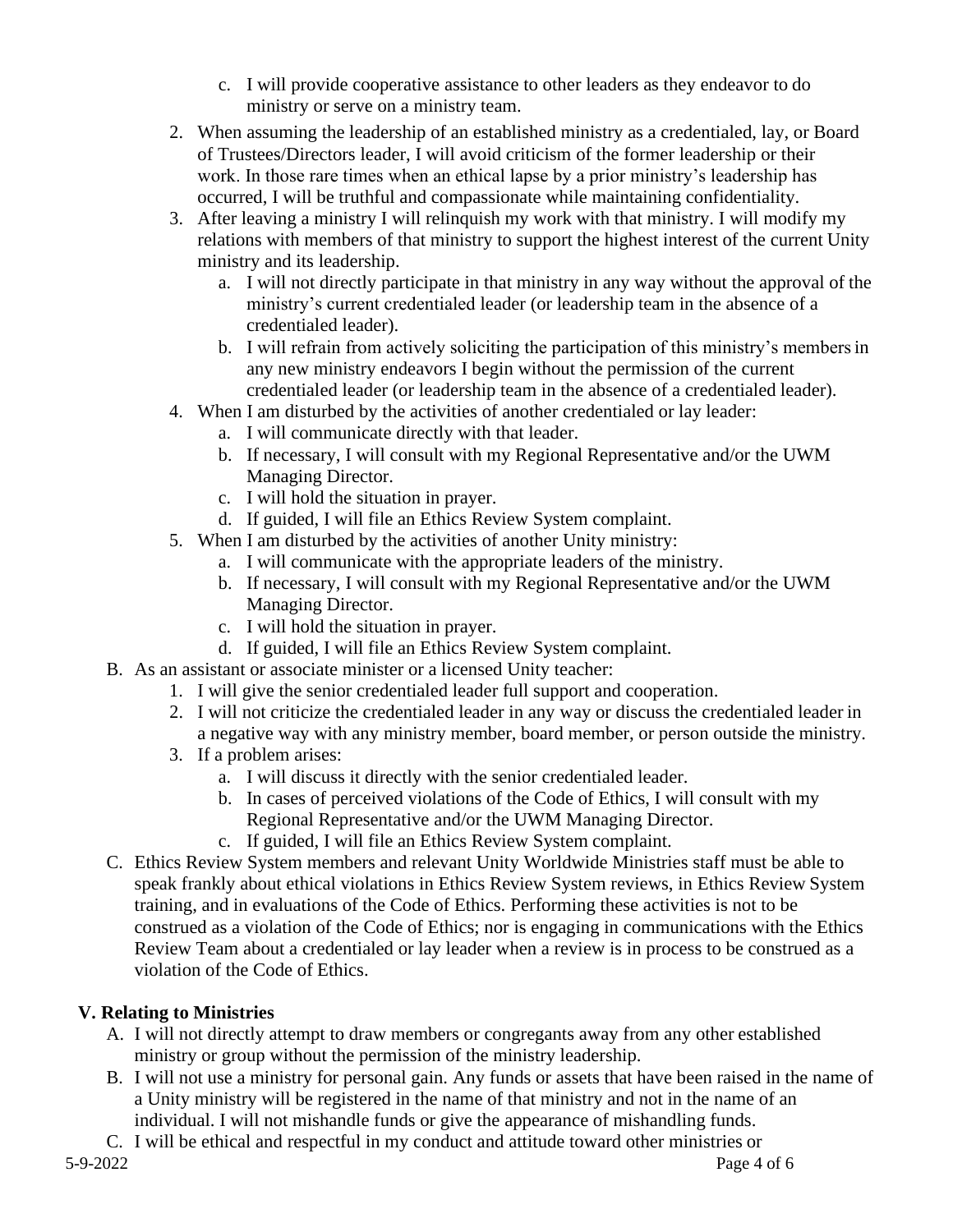c. I will provide cooperative assistance to other leaders as they endeavor to do ministry or serve on a ministry team.

2. When assuming the leadership of an established ministry as a credentialed, lay, or Board of Trustees/Directors leader, I will avoid criticism of the former leadership or their work. In those rare times when an ethical lapse by a prior ministry's leadership has occurred, I will be truthful and compassionate while maintaining confidentiality.
3. After leaving a ministry I will relinquish my work with that ministry. I will modify my relations with members of that ministry to support the highest interest of the current Unity ministry and its leadership.
   a. I will not directly participate in that ministry in any way without the approval of the ministry's current credentialed leader (or leadership team in the absence of a credentialed leader).
   b. I will refrain from actively soliciting the participation of this ministry's members in any new ministry endeavors I begin without the permission of the current credentialed leader (or leadership team in the absence of a credentialed leader).
4. When I am disturbed by the activities of another credentialed or lay leader:
   a. I will communicate directly with that leader.
   b. If necessary, I will consult with my Regional Representative and/or the UWM Managing Director.
   c. I will hold the situation in prayer.
   d. If guided, I will file an Ethics Review System complaint.
5. When I am disturbed by the activities of another Unity ministry:
   a. I will communicate with the appropriate leaders of the ministry.
   b. If necessary, I will consult with my Regional Representative and/or the UWM Managing Director.
   c. I will hold the situation in prayer.
   d. If guided, I will file an Ethics Review System complaint.

B. As an assistant or associate minister or a licensed Unity teacher:
   1. I will give the senior credentialed leader full support and cooperation.
   2. I will not criticize the credentialed leader in any way or discuss the credentialed leader in a negative way with any ministry member, board member, or person outside the ministry.
   3. If a problem arises:
      a. I will discuss it directly with the senior credentialed leader.
      b. In cases of perceived violations of the Code of Ethics, I will consult with my Regional Representative and/or the UWM Managing Director.
      c. If guided, I will file an Ethics Review System complaint.

C. Ethics Review System members and relevant Unity Worldwide Ministries staff must be able to speak frankly about ethical violations in Ethics Review System reviews, in Ethics Review System training, and in evaluations of the Code of Ethics. Performing these activities is not to be construed as a violation of the Code of Ethics; nor is engaging in communications with the Ethics Review Team about a credentialed or lay leader when a review is in process to be construed as a violation of the Code of Ethics.

## V. Relating to Ministries

A. I will not directly attempt to draw members or congregants away from any other established ministry or group without the permission of the ministry leadership.

B. I will not use a ministry for personal gain. Any funds or assets that have been raised in the name of a Unity ministry will be registered in the name of that ministry and not in the name of an individual. I will not mishandle funds or give the appearance of mishandling funds.

C. I will be ethical and respectful in my conduct and attitude toward other ministries or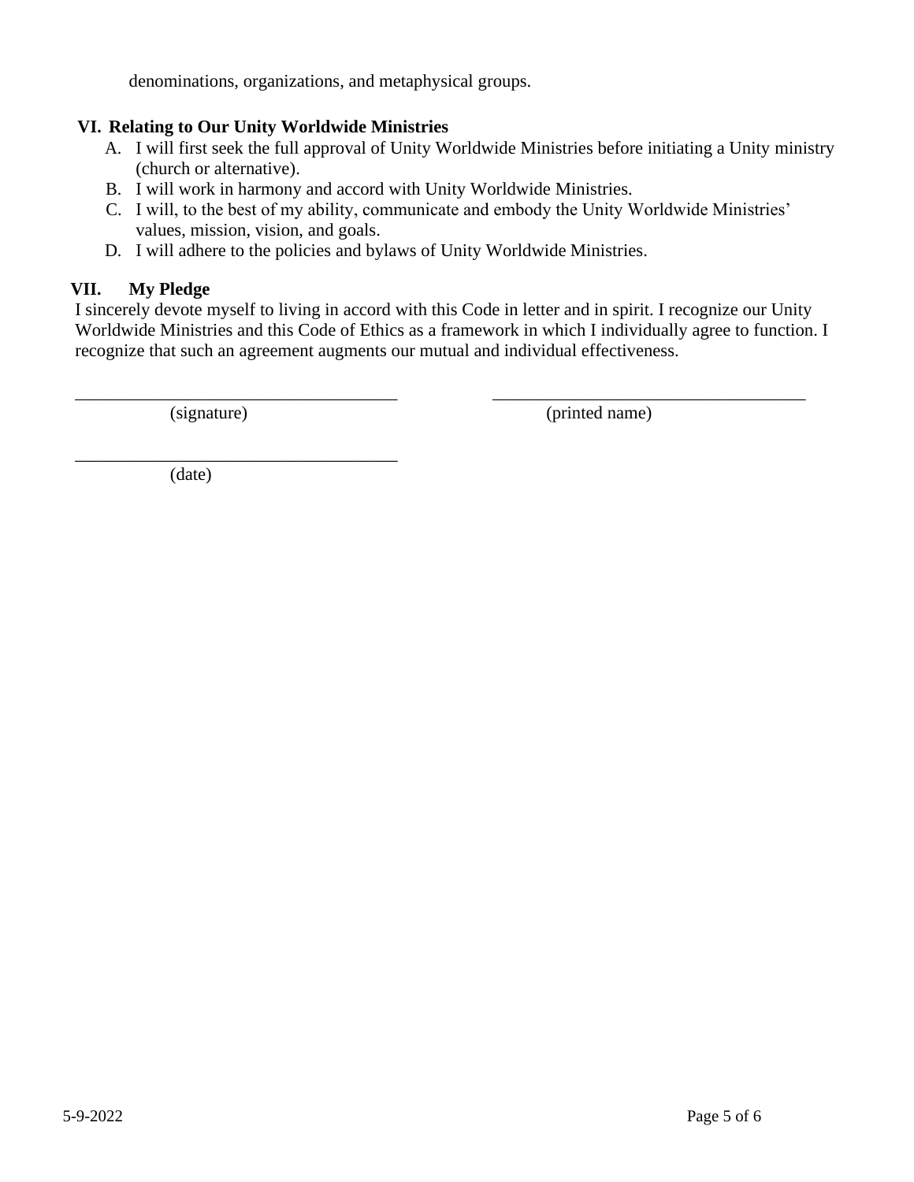denominations, organizations, and metaphysical groups.

## VI. Relating to Our Unity Worldwide Ministries

A. I will first seek the full approval of Unity Worldwide Ministries before initiating a Unity ministry (church or alternative).

B. I will work in harmony and accord with Unity Worldwide Ministries.

C. I will, to the best of my ability, communicate and embody the Unity Worldwide Ministries' values, mission, vision, and goals.

D. I will adhere to the policies and bylaws of Unity Worldwide Ministries.

## VII. My Pledge

I sincerely devote myself to living in accord with this Code in letter and in spirit. I recognize our Unity Worldwide Ministries and this Code of Ethics as a framework in which I individually agree to function. I recognize that such an agreement augments our mutual and individual effectiveness.

_____________________________________ (signature)

_____________________________________ (printed name)

_____________________________________ (date)

5-9-2022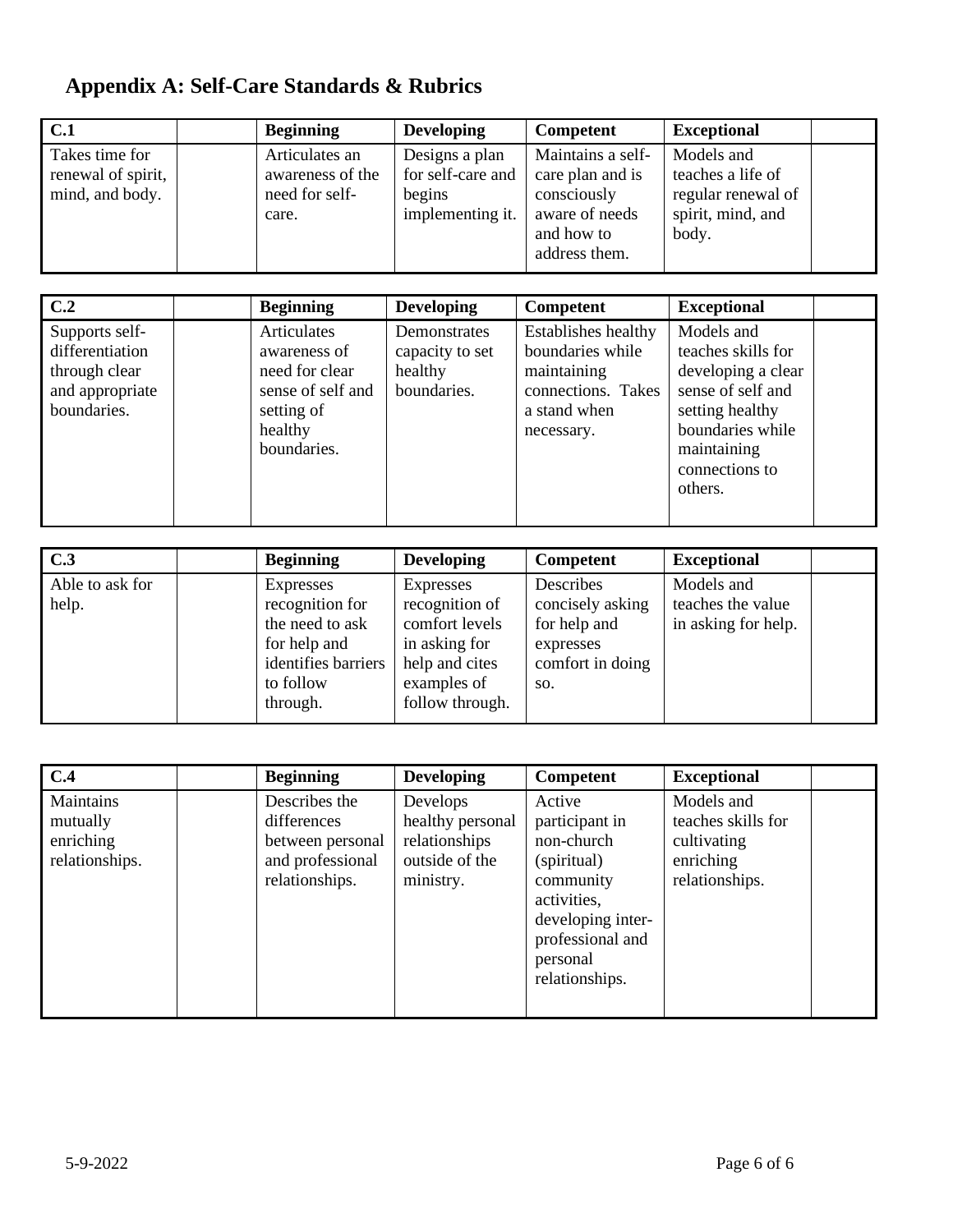## Appendix A: Self-Care Standards & Rubrics

| C.1 | | Beginning | Developing | Competent | Exceptional | |
|---|---|---|---|---|---|---|
| Takes time for renewal of spirit, mind, and body. | | Articulates an awareness of the need for self-care. | Designs a plan for self-care and begins implementing it. | Maintains a self-care plan and is consciously aware of needs and how to address them. | Models and teaches a life of regular renewal of spirit, mind, and body. | |

| C.2 | | Beginning | Developing | Competent | Exceptional | |
|---|---|---|---|---|---|---|
| Supports self-differentiation through clear and appropriate boundaries. | | Articulates awareness of need for clear sense of self and setting of healthy boundaries. | Demonstrates capacity to set healthy boundaries. | Establishes healthy boundaries while maintaining connections. Takes a stand when necessary. | Models and teaches skills for developing a clear sense of self and setting healthy boundaries while maintaining connections to others. | |

| C.3 | | Beginning | Developing | Competent | Exceptional | |
|---|---|---|---|---|---|---|
| Able to ask for help. | | Expresses recognition for the need to ask for help and identifies barriers to follow through. | Expresses recognition of comfort levels in asking for help and cites examples of follow through. | Describes concisely asking for help and expresses comfort in doing so. | Models and teaches the value in asking for help. | |

| C.4 | | Beginning | Developing | Competent | Exceptional | |
|---|---|---|---|---|---|---|
| Maintains mutually enriching relationships. | | Describes the differences between personal and professional relationships. | Develops healthy personal relationships outside of the ministry. | Active participant in non-church (spiritual) community activities, developing inter-professional and personal relationships. | Models and teaches skills for cultivating enriching relationships. | |

5-9-2022